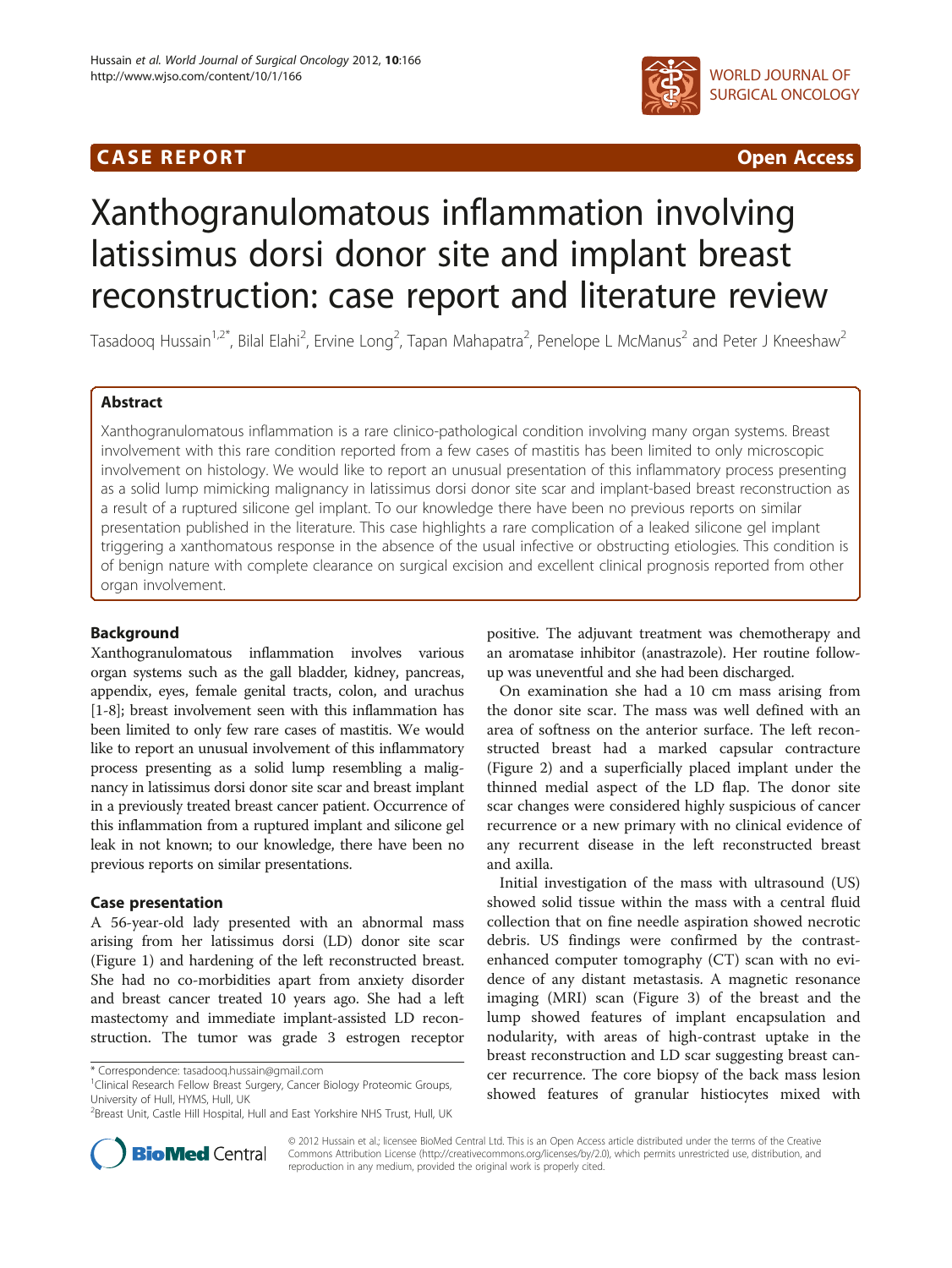CASE REPORT Open Access

# Xanthogranulomatous inflammation involving latissimus dorsi donor site and implant breast reconstruction: case report and literature review

Tasadooq Hussain[1,2*], Bilal Elahi[2], Ervine Long[2], Tapan Mahapatra[2], Penelope L McManus[2] and Peter J Kneeshaw[2]

## Abstract

Xanthogranulomatous inflammation is a rare clinico-pathological condition involving many organ systems. Breast involvement with this rare condition reported from a few cases of mastitis has been limited to only microscopic involvement on histology. We would like to report an unusual presentation of this inflammatory process presenting as a solid lump mimicking malignancy in latissimus dorsi donor site scar and implant-based breast reconstruction as a result of a ruptured silicone gel implant. To our knowledge there have been no previous reports on similar presentation published in the literature. This case highlights a rare complication of a leaked silicone gel implant triggering a xanthomatous response in the absence of the usual infective or obstructing etiologies. This condition is of benign nature with complete clearance on surgical excision and excellent clinical prognosis reported from other organ involvement.

## Background

Xanthogranulomatous inflammation involves various organ systems such as the gall bladder, kidney, pancreas, appendix, eyes, female genital tracts, colon, and urachus [1-8]; breast involvement seen with this inflammation has been limited to only few rare cases of mastitis. We would like to report an unusual involvement of this inflammatory process presenting as a solid lump resembling a malignancy in latissimus dorsi donor site scar and breast implant in a previously treated breast cancer patient. Occurrence of this inflammation from a ruptured implant and silicone gel leak in not known; to our knowledge, there have been no previous reports on similar presentations.

## Case presentation

A 56-year-old lady presented with an abnormal mass arising from her latissimus dorsi (LD) donor site scar (Figure 1) and hardening of the left reconstructed breast. She had no co-morbidities apart from anxiety disorder and breast cancer treated 10 years ago. She had a left mastectomy and immediate implant-assisted LD reconstruction. The tumor was grade 3 estrogen receptor positive. The adjuvant treatment was chemotherapy and an aromatase inhibitor (anastrazole). Her routine follow-up was uneventful and she had been discharged.

On examination she had a 10 cm mass arising from the donor site scar. The mass was well defined with an area of softness on the anterior surface. The left reconstructed breast had a marked capsular contracture (Figure 2) and a superficially placed implant under the thinned medial aspect of the LD flap. The donor site scar changes were considered highly suspicious of cancer recurrence or a new primary with no clinical evidence of any recurrent disease in the left reconstructed breast and axilla.

Initial investigation of the mass with ultrasound (US) showed solid tissue within the mass with a central fluid collection that on fine needle aspiration showed necrotic debris. US findings were confirmed by the contrast-enhanced computer tomography (CT) scan with no evidence of any distant metastasis. A magnetic resonance imaging (MRI) scan (Figure 3) of the breast and the lump showed features of implant encapsulation and nodularity, with areas of high-contrast uptake in the breast reconstruction and LD scar suggesting breast cancer recurrence. The core biopsy of the back mass lesion showed features of granular histiocytes mixed with

\* Correspondence: tasadooq.hussain@gmail.com

[1]Clinical Research Fellow Breast Surgery, Cancer Biology Proteomic Groups, University of Hull, HYMS, Hull, UK

[2]Breast Unit, Castle Hill Hospital, Hull and East Yorkshire NHS Trust, Hull, UK

© 2012 Hussain et al.; licensee BioMed Central Ltd. This is an Open Access article distributed under the terms of the Creative Commons Attribution License (http://creativecommons.org/licenses/by/2.0), which permits unrestricted use, distribution, and reproduction in any medium, provided the original work is properly cited.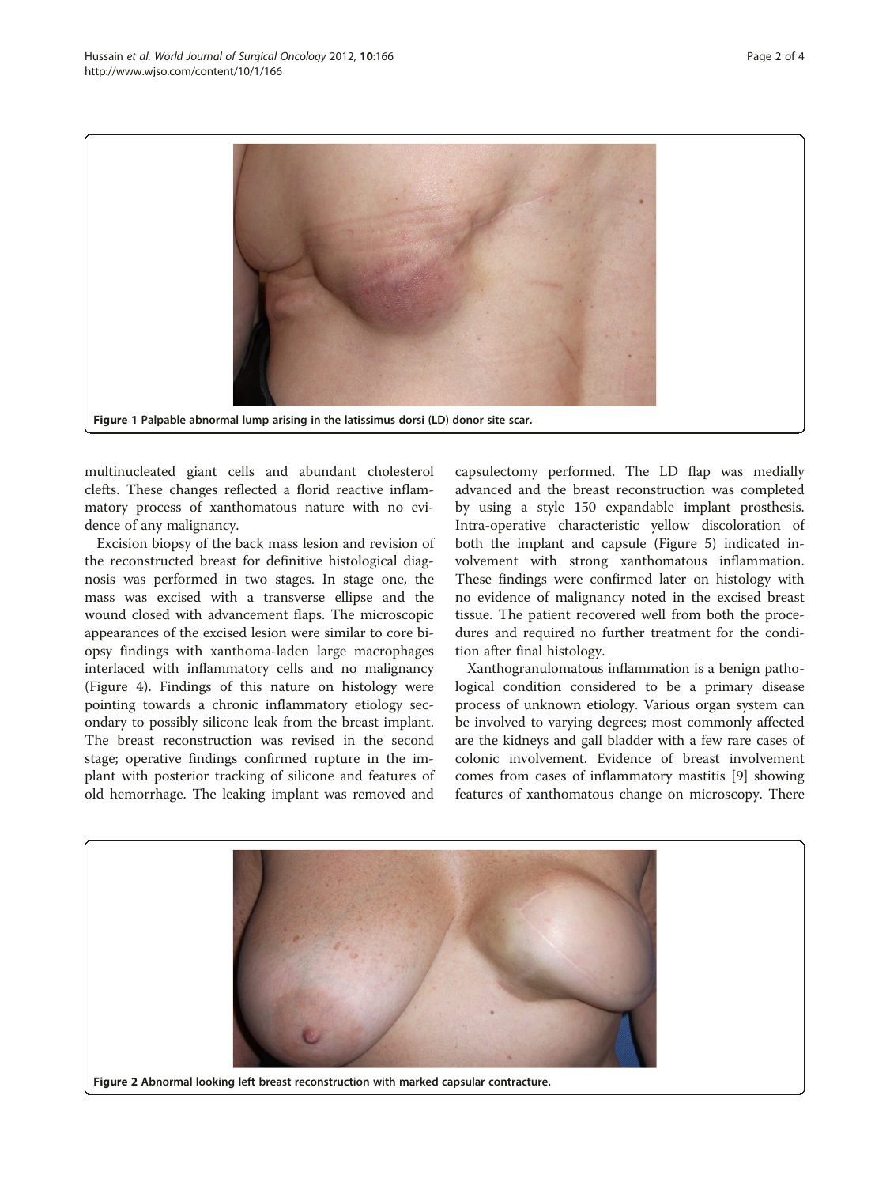Figure 1 Palpable abnormal lump arising in the latissimus dorsi (LD) donor site scar.

multinucleated giant cells and abundant cholesterol clefts. These changes reflected a florid reactive inflammatory process of xanthomatous nature with no evidence of any malignancy.

Excision biopsy of the back mass lesion and revision of the reconstructed breast for definitive histological diagnosis was performed in two stages. In stage one, the mass was excised with a transverse ellipse and the wound closed with advancement flaps. The microscopic appearances of the excised lesion were similar to core biopsy findings with xanthoma-laden large macrophages interlaced with inflammatory cells and no malignancy (Figure 4). Findings of this nature on histology were pointing towards a chronic inflammatory etiology secondary to possibly silicone leak from the breast implant. The breast reconstruction was revised in the second stage; operative findings confirmed rupture in the implant with posterior tracking of silicone and features of old hemorrhage. The leaking implant was removed and capsulectomy performed. The LD flap was medially advanced and the breast reconstruction was completed by using a style 150 expandable implant prosthesis. Intra-operative characteristic yellow discoloration of both the implant and capsule (Figure 5) indicated involvement with strong xanthomatous inflammation. These findings were confirmed later on histology with no evidence of malignancy noted in the excised breast tissue. The patient recovered well from both the procedures and required no further treatment for the condition after final histology.

Xanthogranulomatous inflammation is a benign pathological condition considered to be a primary disease process of unknown etiology. Various organ system can be involved to varying degrees; most commonly affected are the kidneys and gall bladder with a few rare cases of colonic involvement. Evidence of breast involvement comes from cases of inflammatory mastitis [9] showing features of xanthomatous change on microscopy. There

Figure 2 Abnormal looking left breast reconstruction with marked capsular contracture.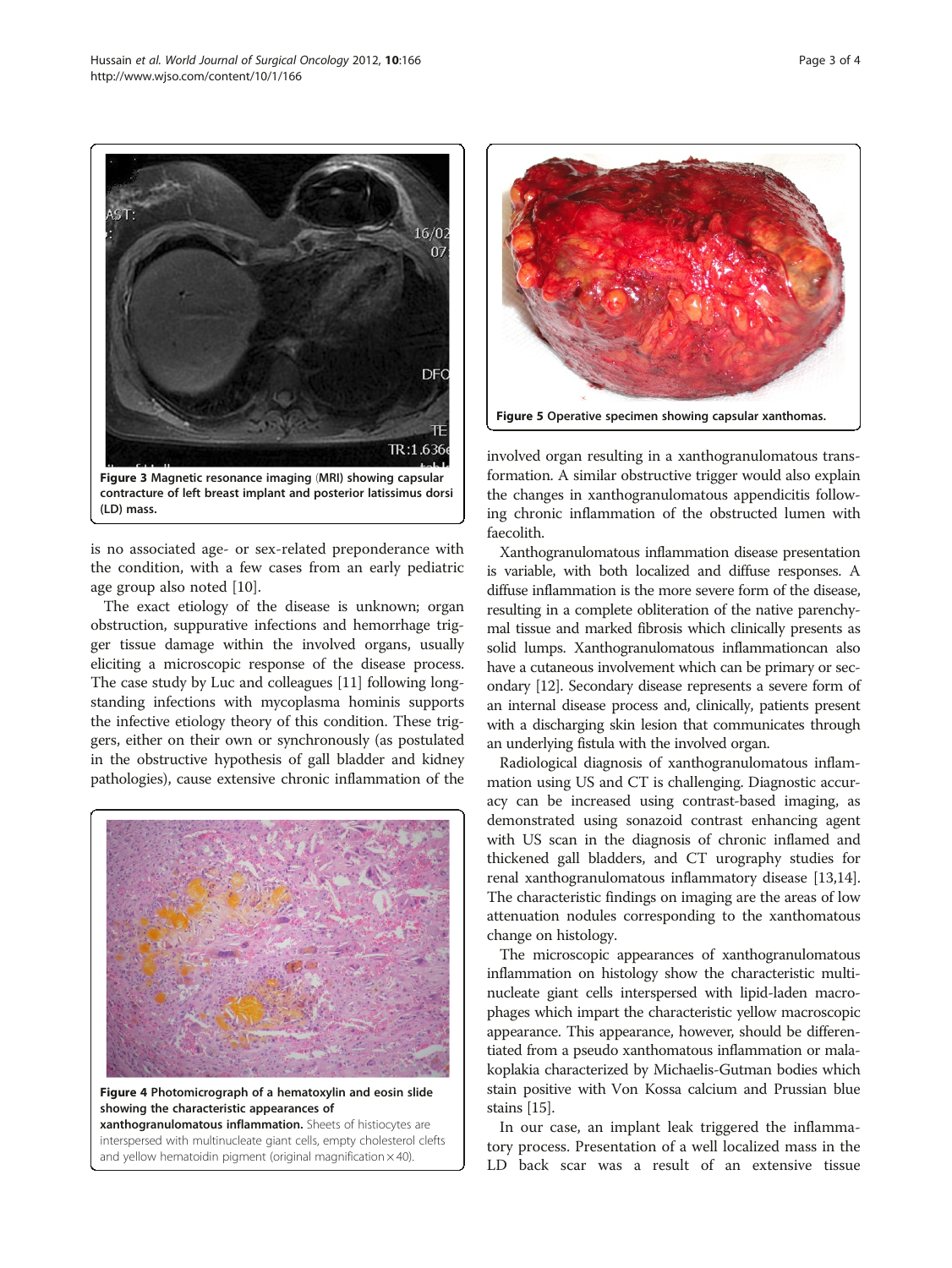Figure 3 Magnetic resonance imaging (MRI) showing capsular contracture of left breast implant and posterior latissimus dorsi (LD) mass.

is no associated age- or sex-related preponderance with the condition, with a few cases from an early pediatric age group also noted [10].

The exact etiology of the disease is unknown; organ obstruction, suppurative infections and hemorrhage trigger tissue damage within the involved organs, usually eliciting a microscopic response of the disease process. The case study by Luc and colleagues [11] following longstanding infections with mycoplasma hominis supports the infective etiology theory of this condition. These triggers, either on their own or synchronously (as postulated in the obstructive hypothesis of gall bladder and kidney pathologies), cause extensive chronic inflammation of the involved organ resulting in a xanthogranulomatous transformation. A similar obstructive trigger would also explain the changes in xanthogranulomatous appendicitis following chronic inflammation of the obstructed lumen with faecolith.

Figure 4 Photomicrograph of a hematoxylin and eosin slide showing the characteristic appearances of xanthogranulomatous inflammation. Sheets of histiocytes are interspersed with multinucleate giant cells, empty cholesterol clefts and yellow hematoidin pigment (original magnification × 40).

Figure 5 Operative specimen showing capsular xanthomas.

Xanthogranulomatous inflammation disease presentation is variable, with both localized and diffuse responses. A diffuse inflammation is the more severe form of the disease, resulting in a complete obliteration of the native parenchymal tissue and marked fibrosis which clinically presents as solid lumps. Xanthogranulomatous inflammationcan also have a cutaneous involvement which can be primary or secondary [12]. Secondary disease represents a severe form of an internal disease process and, clinically, patients present with a discharging skin lesion that communicates through an underlying fistula with the involved organ.

Radiological diagnosis of xanthogranulomatous inflammation using US and CT is challenging. Diagnostic accuracy can be increased using contrast-based imaging, as demonstrated using sonazoid contrast enhancing agent with US scan in the diagnosis of chronic inflamed and thickened gall bladders, and CT urography studies for renal xanthogranulomatous inflammatory disease [13,14]. The characteristic findings on imaging are the areas of low attenuation nodules corresponding to the xanthomatous change on histology.

The microscopic appearances of xanthogranulomatous inflammation on histology show the characteristic multinucleate giant cells interspersed with lipid-laden macrophages which impart the characteristic yellow macroscopic appearance. This appearance, however, should be differentiated from a pseudo xanthomatous inflammation or malakoplakia characterized by Michaelis-Gutman bodies which stain positive with Von Kossa calcium and Prussian blue stains [15].

In our case, an implant leak triggered the inflammatory process. Presentation of a well localized mass in the LD back scar was a result of an extensive tissue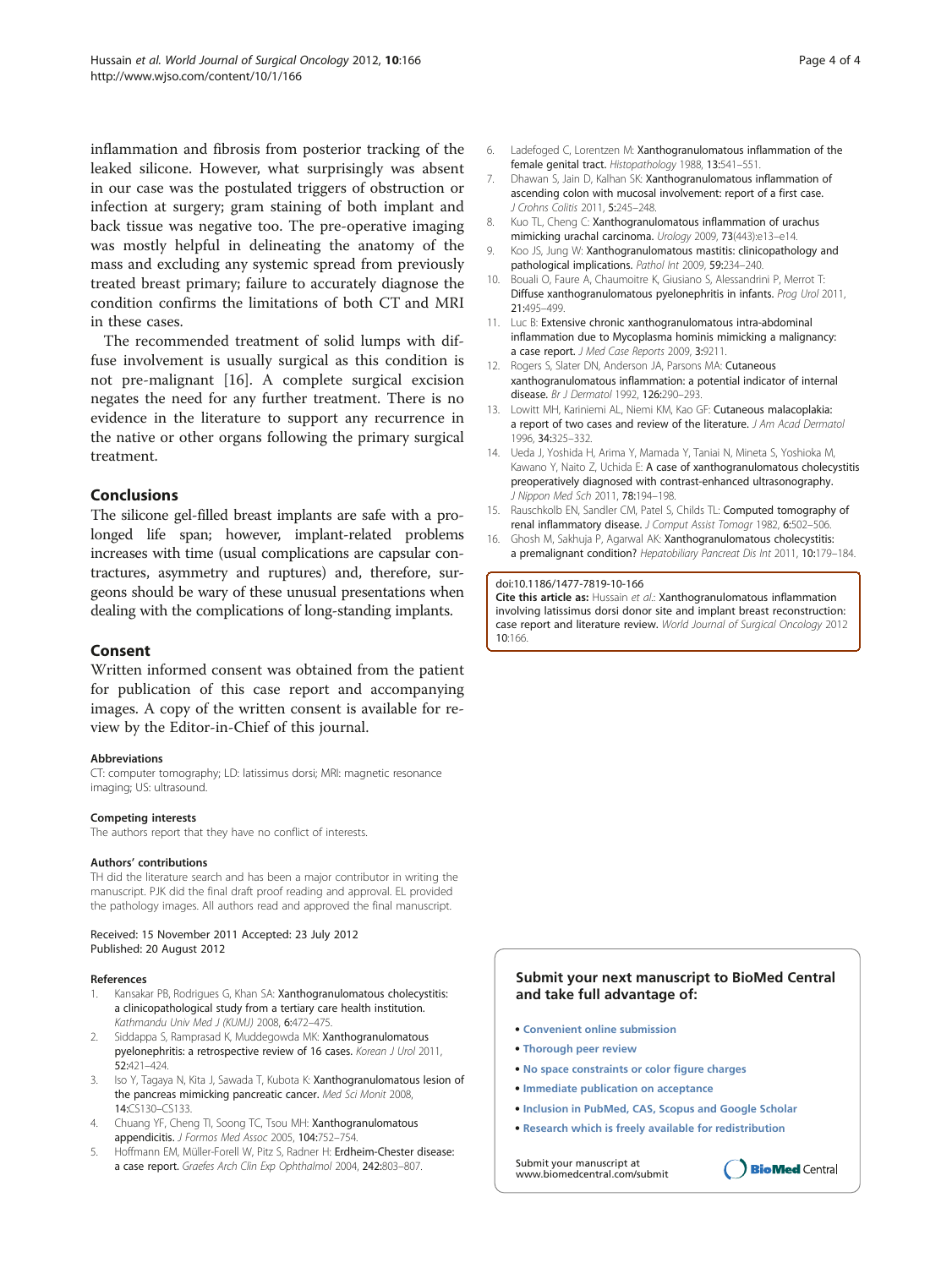inflammation and fibrosis from posterior tracking of the leaked silicone. However, what surprisingly was absent in our case was the postulated triggers of obstruction or infection at surgery; gram staining of both implant and back tissue was negative too. The pre-operative imaging was mostly helpful in delineating the anatomy of the mass and excluding any systemic spread from previously treated breast primary; failure to accurately diagnose the condition confirms the limitations of both CT and MRI in these cases.

The recommended treatment of solid lumps with diffuse involvement is usually surgical as this condition is not pre-malignant [16]. A complete surgical excision negates the need for any further treatment. There is no evidence in the literature to support any recurrence in the native or other organs following the primary surgical treatment.

## Conclusions

The silicone gel-filled breast implants are safe with a prolonged life span; however, implant-related problems increases with time (usual complications are capsular contractures, asymmetry and ruptures) and, therefore, surgeons should be wary of these unusual presentations when dealing with the complications of long-standing implants.

## Consent

Written informed consent was obtained from the patient for publication of this case report and accompanying images. A copy of the written consent is available for review by the Editor-in-Chief of this journal.

#### Abbreviations

CT: computer tomography; LD: latissimus dorsi; MRI: magnetic resonance imaging; US: ultrasound.

#### Competing interests

The authors report that they have no conflict of interests.

#### Authors' contributions

TH did the literature search and has been a major contributor in writing the manuscript. PJK did the final draft proof reading and approval. EL provided the pathology images. All authors read and approved the final manuscript.

Received: 15 November 2011 Accepted: 23 July 2012
Published: 20 August 2012

#### References

1. Kansakar PB, Rodrigues G, Khan SA: **Xanthogranulomatous cholecystitis: a clinicopathological study from a tertiary care health institution.** *Kathmandu Univ Med J (KUMJ)* 2008, **6:**472–475.
2. Siddappa S, Ramprasad K, Muddegowda MK: **Xanthogranulomatous pyelonephritis: a retrospective review of 16 cases.** *Korean J Urol* 2011, **52:**421–424.
3. Iso Y, Tagaya N, Kita J, Sawada T, Kubota K: **Xanthogranulomatous lesion of the pancreas mimicking pancreatic cancer.** *Med Sci Monit* 2008, **14:**CS130–CS133.
4. Chuang YF, Cheng TI, Soong TC, Tsou MH: **Xanthogranulomatous appendicitis.** *J Formos Med Assoc* 2005, **104:**752–754.
5. Hoffmann EM, Müller-Forell W, Pitz S, Radner H: **Erdheim-Chester disease: a case report.** *Graefes Arch Clin Exp Ophthalmol* 2004, **242:**803–807.
6. Ladefoged C, Lorentzen M: **Xanthogranulomatous inflammation of the female genital tract.** *Histopathology* 1988, **13:**541–551.
7. Dhawan S, Jain D, Kalhan SK: **Xanthogranulomatous inflammation of ascending colon with mucosal involvement: report of a first case.** *J Crohns Colitis* 2011, **5:**245–248.
8. Kuo TL, Cheng C: **Xanthogranulomatous inflammation of urachus mimicking urachal carcinoma.** *Urology* 2009, **73**(443):e13–e14.
9. Koo JS, Jung W: **Xanthogranulomatous mastitis: clinicopathology and pathological implications.** *Pathol Int* 2009, **59:**234–240.
10. Bouali O, Faure A, Chaumoitre K, Giusiano S, Alessandrini P, Merrot T: **Diffuse xanthogranulomatous pyelonephritis in infants.** *Prog Urol* 2011, **21:**495–499.
11. Luc B: **Extensive chronic xanthogranulomatous intra-abdominal inflammation due to Mycoplasma hominis mimicking a malignancy: a case report.** *J Med Case Reports* 2009, **3:**9211.
12. Rogers S, Slater DN, Anderson JA, Parsons MA: **Cutaneous xanthogranulomatous inflammation: a potential indicator of internal disease.** *Br J Dermatol* 1992, **126:**290–293.
13. Lowitt MH, Kariniemi AL, Niemi KM, Kao GF: **Cutaneous malacoplakia: a report of two cases and review of the literature.** *J Am Acad Dermatol* 1996, **34:**325–332.
14. Ueda J, Yoshida H, Arima Y, Mamada Y, Taniai N, Mineta S, Yoshioka M, Kawano Y, Naito Z, Uchida E: **A case of xanthogranulomatous cholecystitis preoperatively diagnosed with contrast-enhanced ultrasonography.** *J Nippon Med Sch* 2011, **78:**194–198.
15. Rauschkolb EN, Sandler CM, Patel S, Childs TL: **Computed tomography of renal inflammatory disease.** *J Comput Assist Tomogr* 1982, **6:**502–506.
16. Ghosh M, Sakhuja P, Agarwal AK: **Xanthogranulomatous cholecystitis: a premalignant condition?** *Hepatobiliary Pancreat Dis Int* 2011, **10:**179–184.

doi:10.1186/1477-7819-10-166
**Cite this article as:** Hussain *et al.*: Xanthogranulomatous inflammation involving latissimus dorsi donor site and implant breast reconstruction: case report and literature review. *World Journal of Surgical Oncology* 2012 **10**:166.

**Submit your next manuscript to BioMed Central and take full advantage of:**

- Convenient online submission
- Thorough peer review
- No space constraints or color figure charges
- Immediate publication on acceptance
- Inclusion in PubMed, CAS, Scopus and Google Scholar
- Research which is freely available for redistribution

Submit your manuscript at www.biomedcentral.com/submit